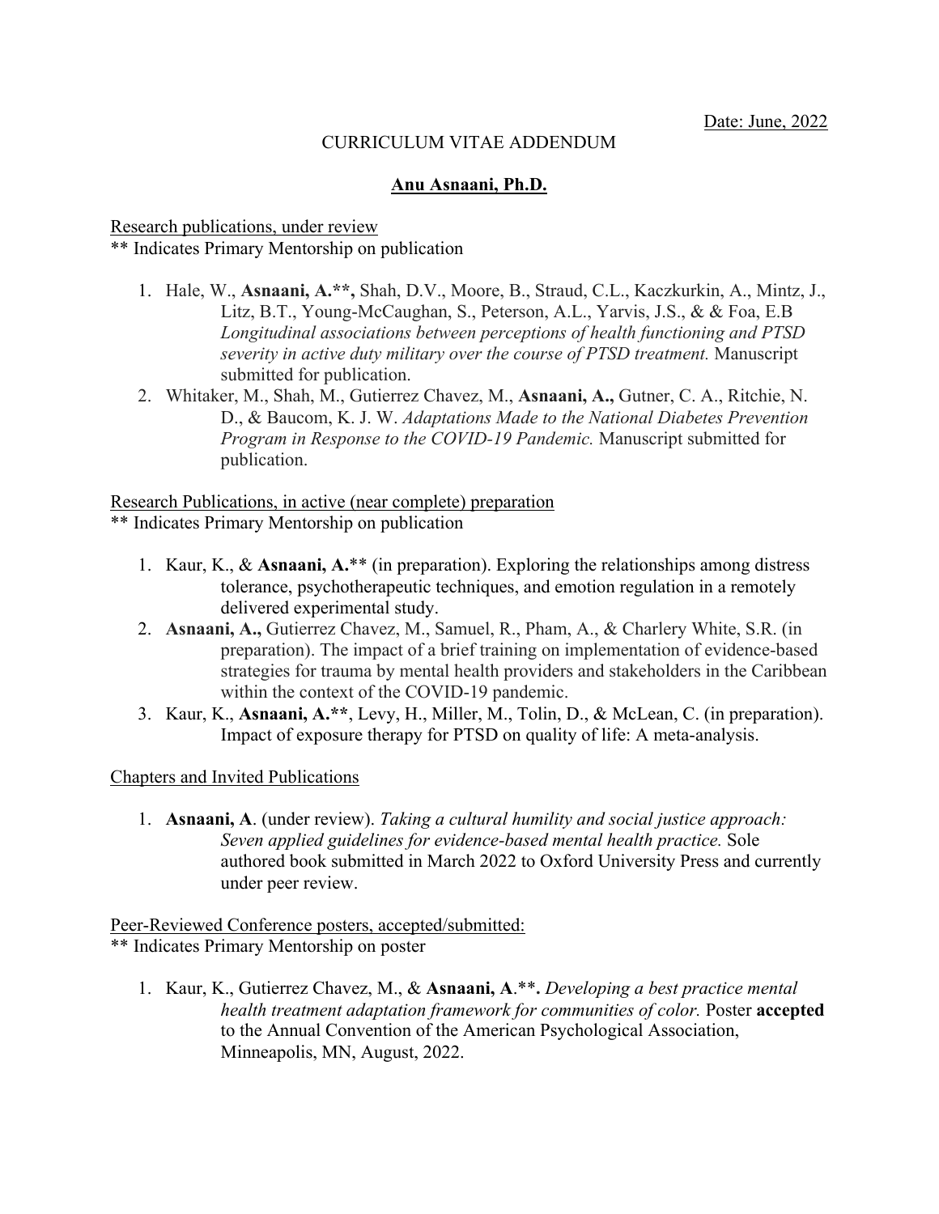Date: June, 2022

CURRICULUM VITAE ADDENDUM

**Anu Asnaani, Ph.D.**

Research publications, under review
** Indicates Primary Mentorship on publication

1. Hale, W., **Asnaani, A.****, Shah, D.V., Moore, B., Straud, C.L., Kaczkurkin, A., Mintz, J., Litz, B.T., Young-McCaughan, S., Peterson, A.L., Yarvis, J.S., & & Foa, E.B *Longitudinal associations between perceptions of health functioning and PTSD severity in active duty military over the course of PTSD treatment.* Manuscript submitted for publication.
2. Whitaker, M., Shah, M., Gutierrez Chavez, M., **Asnaani, A.,** Gutner, C. A., Ritchie, N. D., & Baucom, K. J. W. *Adaptations Made to the National Diabetes Prevention Program in Response to the COVID-19 Pandemic.* Manuscript submitted for publication.

Research Publications, in active (near complete) preparation
** Indicates Primary Mentorship on publication

1. Kaur, K., & **Asnaani, A.**** (in preparation). Exploring the relationships among distress tolerance, psychotherapeutic techniques, and emotion regulation in a remotely delivered experimental study.
2. **Asnaani, A.,** Gutierrez Chavez, M., Samuel, R., Pham, A., & Charlery White, S.R. (in preparation). The impact of a brief training on implementation of evidence-based strategies for trauma by mental health providers and stakeholders in the Caribbean within the context of the COVID-19 pandemic.
3. Kaur, K., **Asnaani, A.****, Levy, H., Miller, M., Tolin, D., & McLean, C. (in preparation). Impact of exposure therapy for PTSD on quality of life: A meta-analysis.

Chapters and Invited Publications

1. **Asnaani, A**. (under review). *Taking a cultural humility and social justice approach: Seven applied guidelines for evidence-based mental health practice.* Sole authored book submitted in March 2022 to Oxford University Press and currently under peer review.

Peer-Reviewed Conference posters, accepted/submitted:
** Indicates Primary Mentorship on poster

1. Kaur, K., Gutierrez Chavez, M., & **Asnaani, A**.**. *Developing a best practice mental health treatment adaptation framework for communities of color.* Poster **accepted** to the Annual Convention of the American Psychological Association, Minneapolis, MN, August, 2022.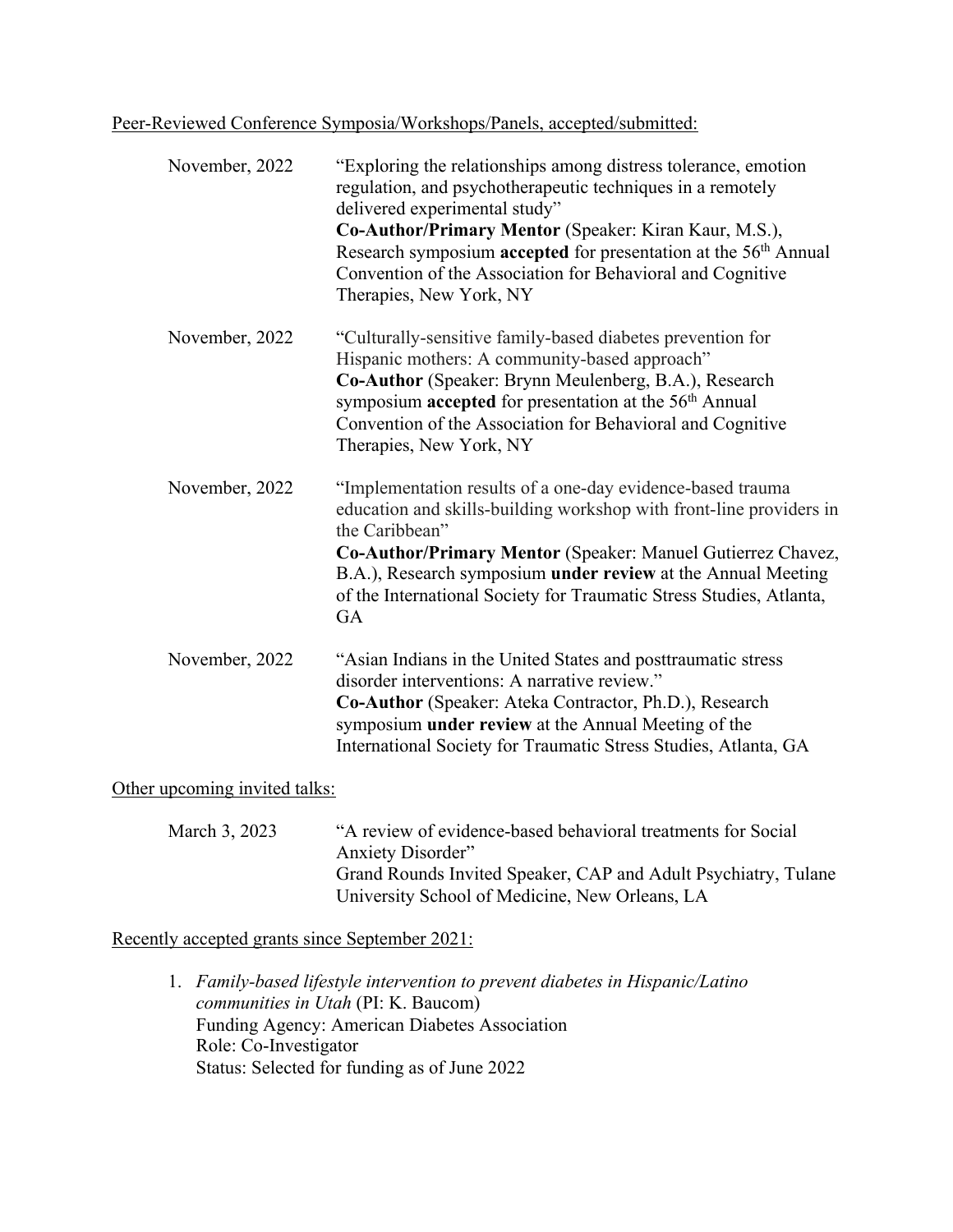Peer-Reviewed Conference Symposia/Workshops/Panels, accepted/submitted:

November, 2022 — "Exploring the relationships among distress tolerance, emotion regulation, and psychotherapeutic techniques in a remotely delivered experimental study"
**Co-Author/Primary Mentor** (Speaker: Kiran Kaur, M.S.), Research symposium **accepted** for presentation at the 56th Annual Convention of the Association for Behavioral and Cognitive Therapies, New York, NY

November, 2022 — "Culturally-sensitive family-based diabetes prevention for Hispanic mothers: A community-based approach"
**Co-Author** (Speaker: Brynn Meulenberg, B.A.), Research symposium **accepted** for presentation at the 56th Annual Convention of the Association for Behavioral and Cognitive Therapies, New York, NY

November, 2022 — "Implementation results of a one-day evidence-based trauma education and skills-building workshop with front-line providers in the Caribbean"
**Co-Author/Primary Mentor** (Speaker: Manuel Gutierrez Chavez, B.A.), Research symposium **under review** at the Annual Meeting of the International Society for Traumatic Stress Studies, Atlanta, GA

November, 2022 — "Asian Indians in the United States and posttraumatic stress disorder interventions: A narrative review."
**Co-Author** (Speaker: Ateka Contractor, Ph.D.), Research symposium **under review** at the Annual Meeting of the International Society for Traumatic Stress Studies, Atlanta, GA

Other upcoming invited talks:

March 3, 2023 — "A review of evidence-based behavioral treatments for Social Anxiety Disorder"
Grand Rounds Invited Speaker, CAP and Adult Psychiatry, Tulane University School of Medicine, New Orleans, LA

Recently accepted grants since September 2021:

1. *Family-based lifestyle intervention to prevent diabetes in Hispanic/Latino communities in Utah* (PI: K. Baucom)
   Funding Agency: American Diabetes Association
   Role: Co-Investigator
   Status: Selected for funding as of June 2022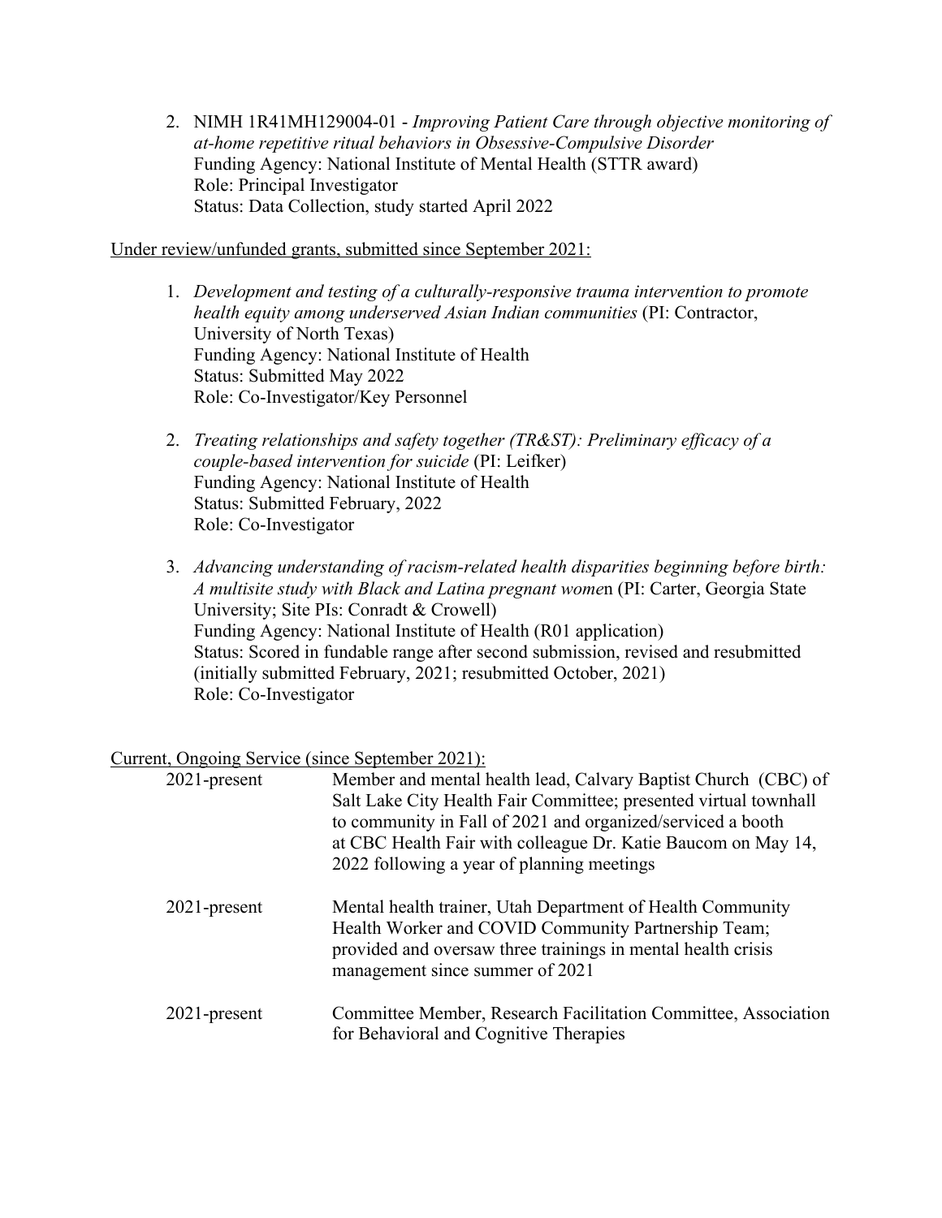2. NIMH 1R41MH129004-01 - *Improving Patient Care through objective monitoring of at-home repetitive ritual behaviors in Obsessive-Compulsive Disorder*
   Funding Agency: National Institute of Mental Health (STTR award)
   Role: Principal Investigator
   Status: Data Collection, study started April 2022

<u>Under review/unfunded grants, submitted since September 2021:</u>

1. *Development and testing of a culturally-responsive trauma intervention to promote health equity among underserved Asian Indian communities* (PI: Contractor, University of North Texas)
   Funding Agency: National Institute of Health
   Status: Submitted May 2022
   Role: Co-Investigator/Key Personnel

2. *Treating relationships and safety together (TR&ST): Preliminary efficacy of a couple-based intervention for suicide* (PI: Leifker)
   Funding Agency: National Institute of Health
   Status: Submitted February, 2022
   Role: Co-Investigator

3. *Advancing understanding of racism-related health disparities beginning before birth: A multisite study with Black and Latina pregnant wome*n (PI: Carter, Georgia State University; Site PIs: Conradt & Crowell)
   Funding Agency: National Institute of Health (R01 application)
   Status: Scored in fundable range after second submission, revised and resubmitted (initially submitted February, 2021; resubmitted October, 2021)
   Role: Co-Investigator

<u>Current, Ongoing Service (since September 2021):</u>

| | |
|---|---|
| 2021-present | Member and mental health lead, Calvary Baptist Church (CBC) of Salt Lake City Health Fair Committee; presented virtual townhall to community in Fall of 2021 and organized/serviced a booth at CBC Health Fair with colleague Dr. Katie Baucom on May 14, 2022 following a year of planning meetings |
| 2021-present | Mental health trainer, Utah Department of Health Community Health Worker and COVID Community Partnership Team; provided and oversaw three trainings in mental health crisis management since summer of 2021 |
| 2021-present | Committee Member, Research Facilitation Committee, Association for Behavioral and Cognitive Therapies |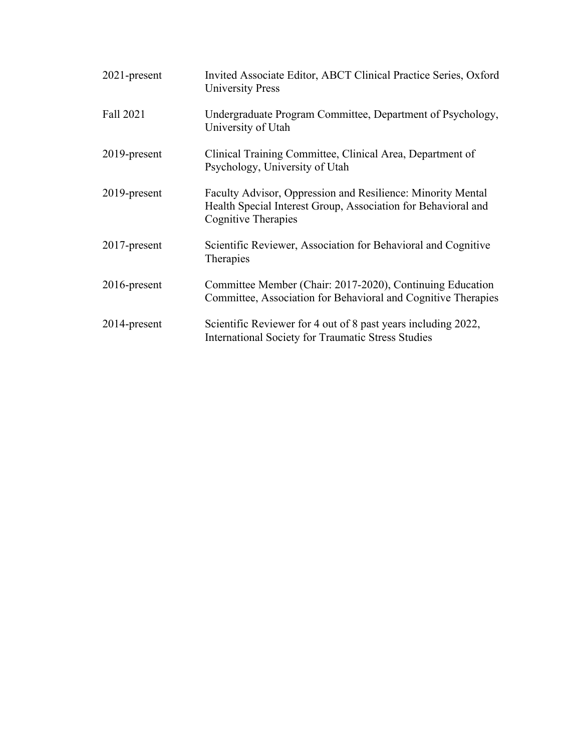| | |
|---|---|
| 2021-present | Invited Associate Editor, ABCT Clinical Practice Series, Oxford University Press |
| Fall 2021 | Undergraduate Program Committee, Department of Psychology, University of Utah |
| 2019-present | Clinical Training Committee, Clinical Area, Department of Psychology, University of Utah |
| 2019-present | Faculty Advisor, Oppression and Resilience: Minority Mental Health Special Interest Group, Association for Behavioral and Cognitive Therapies |
| 2017-present | Scientific Reviewer, Association for Behavioral and Cognitive Therapies |
| 2016-present | Committee Member (Chair: 2017-2020), Continuing Education Committee, Association for Behavioral and Cognitive Therapies |
| 2014-present | Scientific Reviewer for 4 out of 8 past years including 2022, International Society for Traumatic Stress Studies |